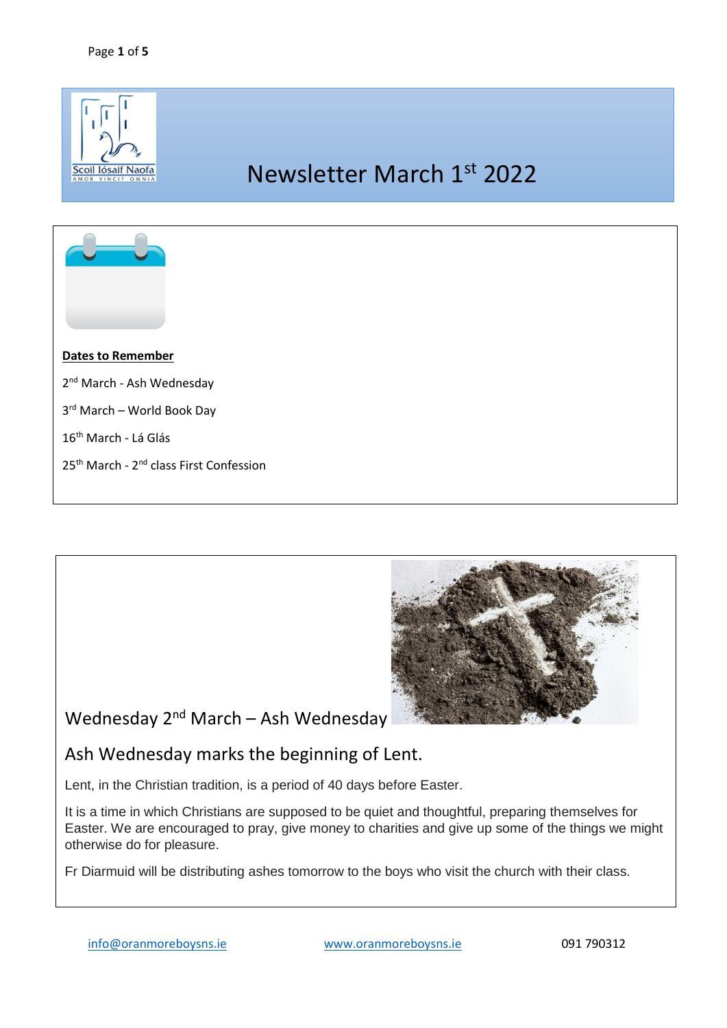# Newsletter March 1st 2022

**Dates to Remember**

2nd March - Ash Wednesday

3rd March – World Book Day

16th March - Lá Glás

25th March - 2nd class First Confession

## Wednesday 2nd March – Ash Wednesday

## Ash Wednesday marks the beginning of Lent.

Lent, in the Christian tradition, is a period of 40 days before Easter.

It is a time in which Christians are supposed to be quiet and thoughtful, preparing themselves for Easter. We are encouraged to pray, give money to charities and give up some of the things we might otherwise do for pleasure.

Fr Diarmuid will be distributing ashes tomorrow to the boys who visit the church with their class.

info@oranmoreboysns.ie www.oranmoreboysns.ie 091 790312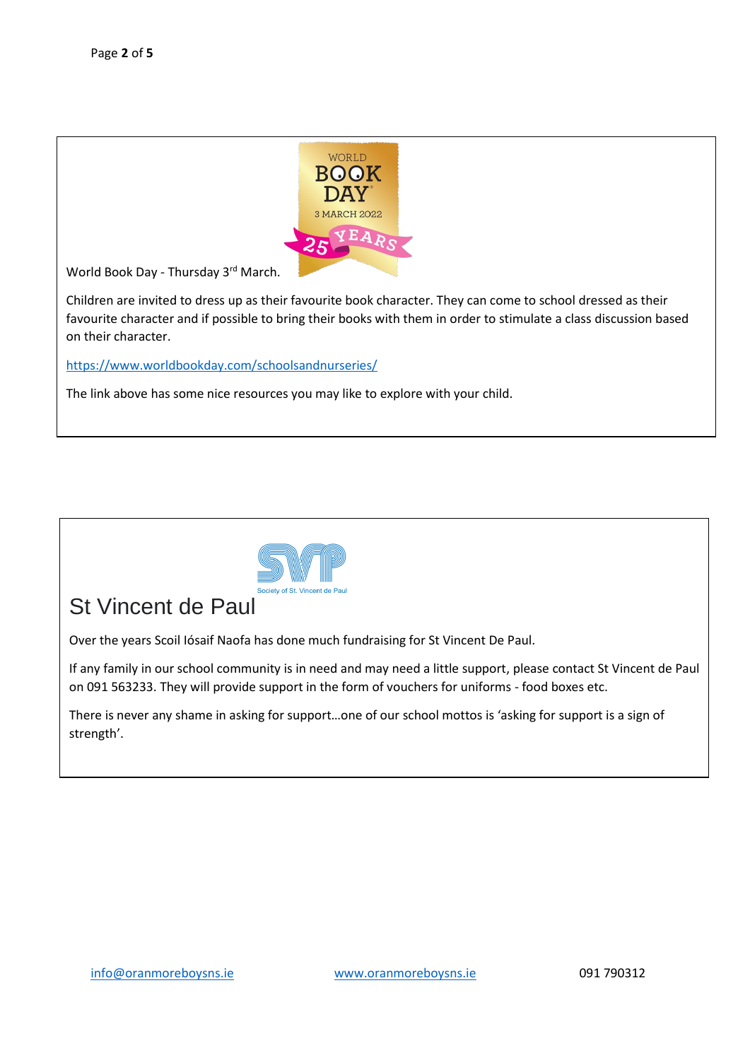World Book Day - Thursday 3rd March.

Children are invited to dress up as their favourite book character. They can come to school dressed as their favourite character and if possible to bring their books with them in order to stimulate a class discussion based on their character.

https://www.worldbookday.com/schoolsandnurseries/

The link above has some nice resources you may like to explore with your child.

## St Vincent de Paul

Over the years Scoil Iósaif Naofa has done much fundraising for St Vincent De Paul.

If any family in our school community is in need and may need a little support, please contact St Vincent de Paul on 091 563233. They will provide support in the form of vouchers for uniforms - food boxes etc.

There is never any shame in asking for support…one of our school mottos is 'asking for support is a sign of strength'.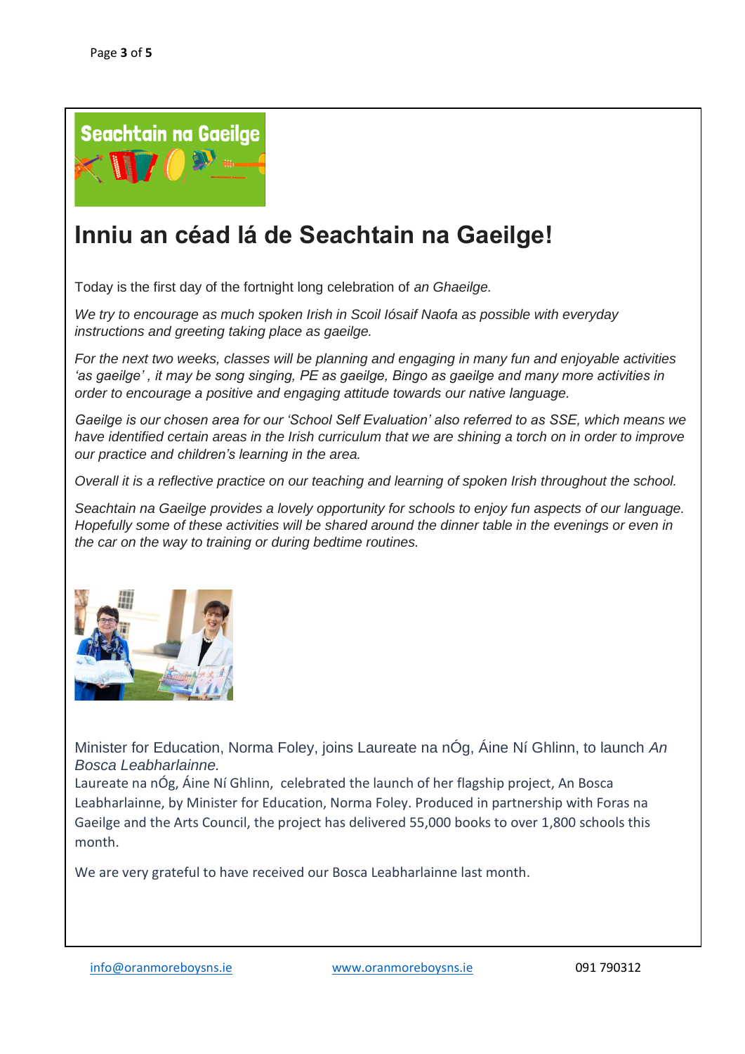# Inniu an céad lá de Seachtain na Gaeilge!

Today is the first day of the fortnight long celebration of *an Ghaeilge.*

*We try to encourage as much spoken Irish in Scoil Iósaif Naofa as possible with everyday instructions and greeting taking place as gaeilge.*

*For the next two weeks, classes will be planning and engaging in many fun and enjoyable activities 'as gaeilge' , it may be song singing, PE as gaeilge, Bingo as gaeilge and many more activities in order to encourage a positive and engaging attitude towards our native language.*

*Gaeilge is our chosen area for our 'School Self Evaluation' also referred to as SSE, which means we have identified certain areas in the Irish curriculum that we are shining a torch on in order to improve our practice and children's learning in the area.*

*Overall it is a reflective practice on our teaching and learning of spoken Irish throughout the school.*

*Seachtain na Gaeilge provides a lovely opportunity for schools to enjoy fun aspects of our language. Hopefully some of these activities will be shared around the dinner table in the evenings or even in the car on the way to training or during bedtime routines.*

Minister for Education, Norma Foley, joins Laureate na nÓg, Áine Ní Ghlinn, to launch *An Bosca Leabharlainne.*

Laureate na nÓg, Áine Ní Ghlinn, celebrated the launch of her flagship project, An Bosca Leabharlainne, by Minister for Education, Norma Foley. Produced in partnership with Foras na Gaeilge and the Arts Council, the project has delivered 55,000 books to over 1,800 schools this month.

We are very grateful to have received our Bosca Leabharlainne last month.

info@oranmoreboysns.ie www.oranmoreboysns.ie 091 790312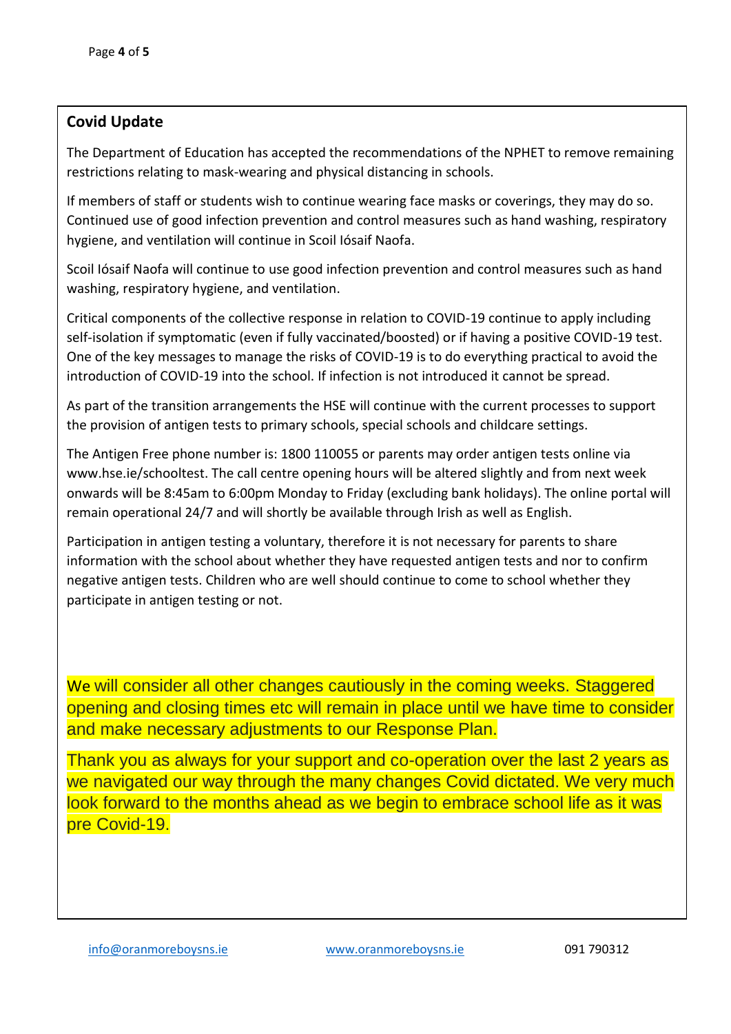## Covid Update

The Department of Education has accepted the recommendations of the NPHET to remove remaining restrictions relating to mask-wearing and physical distancing in schools.

If members of staff or students wish to continue wearing face masks or coverings, they may do so. Continued use of good infection prevention and control measures such as hand washing, respiratory hygiene, and ventilation will continue in Scoil Iósaif Naofa.

Scoil Iósaif Naofa will continue to use good infection prevention and control measures such as hand washing, respiratory hygiene, and ventilation.

Critical components of the collective response in relation to COVID-19 continue to apply including self-isolation if symptomatic (even if fully vaccinated/boosted) or if having a positive COVID-19 test. One of the key messages to manage the risks of COVID-19 is to do everything practical to avoid the introduction of COVID-19 into the school. If infection is not introduced it cannot be spread.

As part of the transition arrangements the HSE will continue with the current processes to support the provision of antigen tests to primary schools, special schools and childcare settings.

The Antigen Free phone number is: 1800 110055 or parents may order antigen tests online via www.hse.ie/schooltest. The call centre opening hours will be altered slightly and from next week onwards will be 8:45am to 6:00pm Monday to Friday (excluding bank holidays). The online portal will remain operational 24/7 and will shortly be available through Irish as well as English.

Participation in antigen testing a voluntary, therefore it is not necessary for parents to share information with the school about whether they have requested antigen tests and nor to confirm negative antigen tests. Children who are well should continue to come to school whether they participate in antigen testing or not.

We will consider all other changes cautiously in the coming weeks. Staggered opening and closing times etc will remain in place until we have time to consider and make necessary adjustments to our Response Plan.

Thank you as always for your support and co-operation over the last 2 years as we navigated our way through the many changes Covid dictated. We very much look forward to the months ahead as we begin to embrace school life as it was pre Covid-19.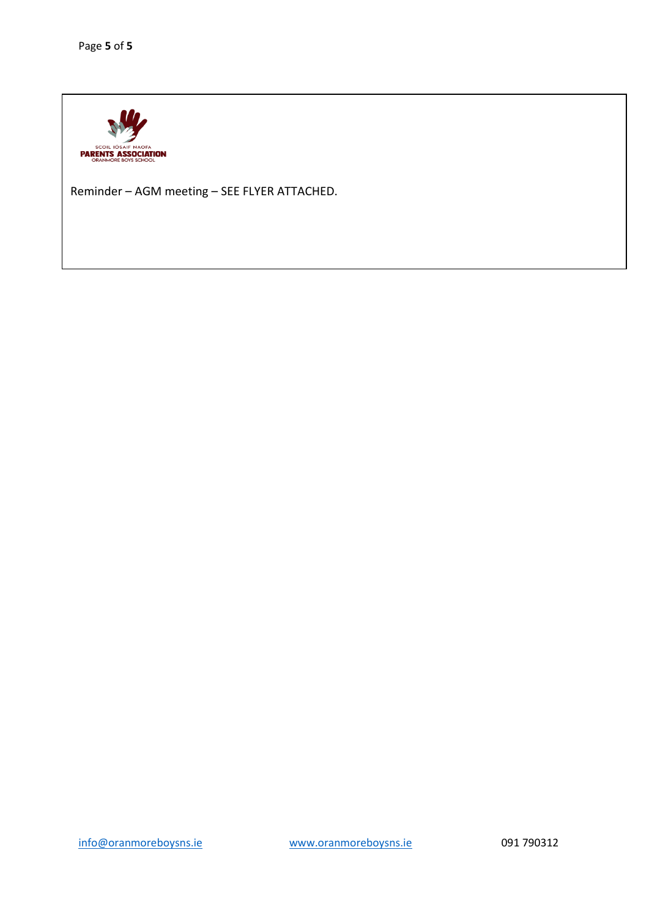SCOIL IÓSAIF NAOFA
PARENTS ASSOCIATION
ORANMORE BOYS SCHOOL

Reminder – AGM meeting – SEE FLYER ATTACHED.

info@oranmoreboysns.ie www.oranmoreboysns.ie 091 790312